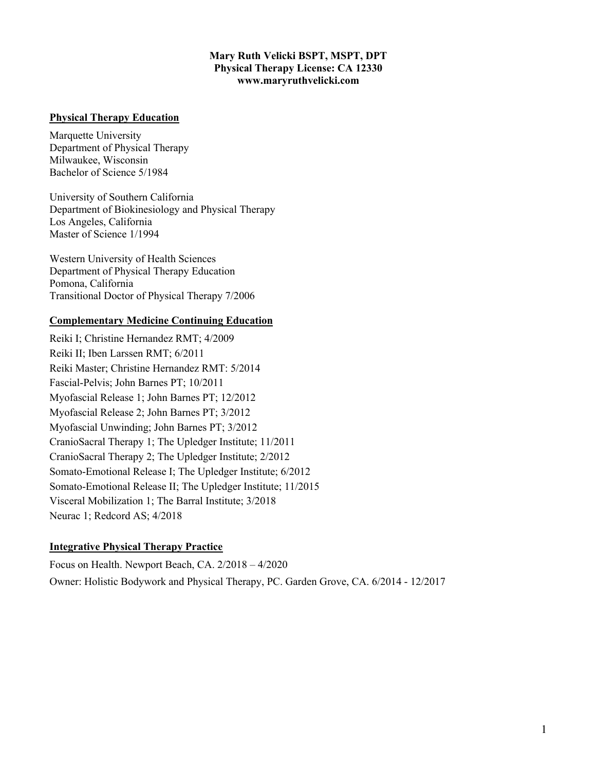**Mary Ruth Velicki BSPT, MSPT, DPT**
**Physical Therapy License: CA 12330**
**www.maryruthvelicki.com**

## Physical Therapy Education

Marquette University
Department of Physical Therapy
Milwaukee, Wisconsin
Bachelor of Science 5/1984

University of Southern California
Department of Biokinesiology and Physical Therapy
Los Angeles, California
Master of Science 1/1994

Western University of Health Sciences
Department of Physical Therapy Education
Pomona, California
Transitional Doctor of Physical Therapy 7/2006

## Complementary Medicine Continuing Education

Reiki I; Christine Hernandez RMT; 4/2009
Reiki II; Iben Larssen RMT; 6/2011
Reiki Master; Christine Hernandez RMT: 5/2014
Fascial-Pelvis; John Barnes PT; 10/2011
Myofascial Release 1; John Barnes PT; 12/2012
Myofascial Release 2; John Barnes PT; 3/2012
Myofascial Unwinding; John Barnes PT; 3/2012
CranioSacral Therapy 1; The Upledger Institute; 11/2011
CranioSacral Therapy 2; The Upledger Institute; 2/2012
Somato-Emotional Release I; The Upledger Institute; 6/2012
Somato-Emotional Release II; The Upledger Institute; 11/2015
Visceral Mobilization 1; The Barral Institute; 3/2018
Neurac 1; Redcord AS; 4/2018

## Integrative Physical Therapy Practice

Focus on Health. Newport Beach, CA. 2/2018 – 4/2020
Owner: Holistic Bodywork and Physical Therapy, PC. Garden Grove, CA. 6/2014 - 12/2017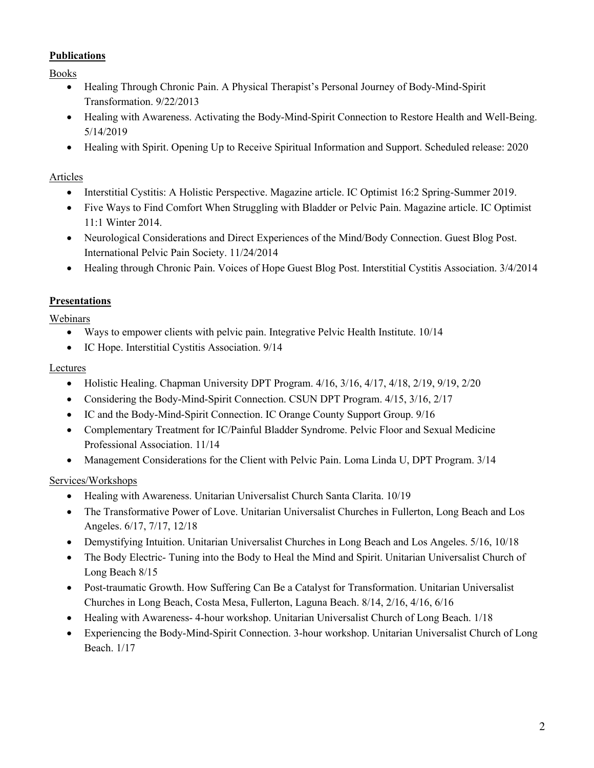## Publications

### Books

- Healing Through Chronic Pain. A Physical Therapist's Personal Journey of Body-Mind-Spirit Transformation. 9/22/2013
- Healing with Awareness. Activating the Body-Mind-Spirit Connection to Restore Health and Well-Being. 5/14/2019
- Healing with Spirit. Opening Up to Receive Spiritual Information and Support. Scheduled release: 2020

### Articles

- Interstitial Cystitis: A Holistic Perspective. Magazine article. IC Optimist 16:2 Spring-Summer 2019.
- Five Ways to Find Comfort When Struggling with Bladder or Pelvic Pain. Magazine article. IC Optimist 11:1 Winter 2014.
- Neurological Considerations and Direct Experiences of the Mind/Body Connection. Guest Blog Post. International Pelvic Pain Society. 11/24/2014
- Healing through Chronic Pain. Voices of Hope Guest Blog Post. Interstitial Cystitis Association. 3/4/2014

## Presentations

### Webinars

- Ways to empower clients with pelvic pain. Integrative Pelvic Health Institute. 10/14
- IC Hope. Interstitial Cystitis Association. 9/14

### Lectures

- Holistic Healing. Chapman University DPT Program. 4/16, 3/16, 4/17, 4/18, 2/19, 9/19, 2/20
- Considering the Body-Mind-Spirit Connection. CSUN DPT Program. 4/15, 3/16, 2/17
- IC and the Body-Mind-Spirit Connection. IC Orange County Support Group. 9/16
- Complementary Treatment for IC/Painful Bladder Syndrome. Pelvic Floor and Sexual Medicine Professional Association. 11/14
- Management Considerations for the Client with Pelvic Pain. Loma Linda U, DPT Program. 3/14

### Services/Workshops

- Healing with Awareness. Unitarian Universalist Church Santa Clarita. 10/19
- The Transformative Power of Love. Unitarian Universalist Churches in Fullerton, Long Beach and Los Angeles. 6/17, 7/17, 12/18
- Demystifying Intuition. Unitarian Universalist Churches in Long Beach and Los Angeles. 5/16, 10/18
- The Body Electric- Tuning into the Body to Heal the Mind and Spirit. Unitarian Universalist Church of Long Beach 8/15
- Post-traumatic Growth. How Suffering Can Be a Catalyst for Transformation. Unitarian Universalist Churches in Long Beach, Costa Mesa, Fullerton, Laguna Beach. 8/14, 2/16, 4/16, 6/16
- Healing with Awareness- 4-hour workshop. Unitarian Universalist Church of Long Beach. 1/18
- Experiencing the Body-Mind-Spirit Connection. 3-hour workshop. Unitarian Universalist Church of Long Beach. 1/17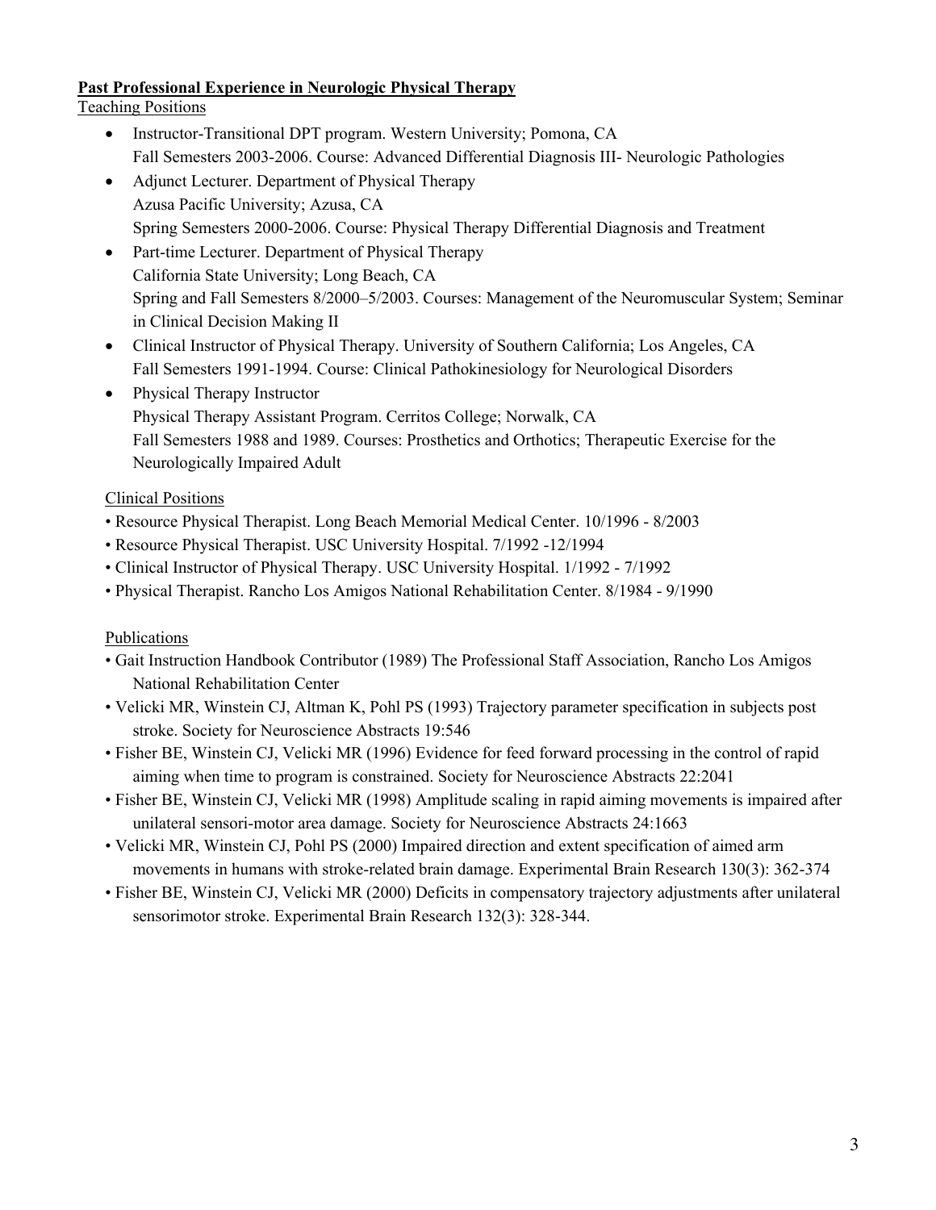**Past Professional Experience in Neurologic Physical Therapy**

Teaching Positions

- Instructor-Transitional DPT program. Western University; Pomona, CA
  Fall Semesters 2003-2006. Course: Advanced Differential Diagnosis III- Neurologic Pathologies
- Adjunct Lecturer. Department of Physical Therapy
  Azusa Pacific University; Azusa, CA
  Spring Semesters 2000-2006. Course: Physical Therapy Differential Diagnosis and Treatment
- Part-time Lecturer. Department of Physical Therapy
  California State University; Long Beach, CA
  Spring and Fall Semesters 8/2000–5/2003. Courses: Management of the Neuromuscular System; Seminar in Clinical Decision Making II
- Clinical Instructor of Physical Therapy. University of Southern California; Los Angeles, CA
  Fall Semesters 1991-1994. Course: Clinical Pathokinesiology for Neurological Disorders
- Physical Therapy Instructor
  Physical Therapy Assistant Program. Cerritos College; Norwalk, CA
  Fall Semesters 1988 and 1989. Courses: Prosthetics and Orthotics; Therapeutic Exercise for the Neurologically Impaired Adult

Clinical Positions

- Resource Physical Therapist. Long Beach Memorial Medical Center. 10/1996 - 8/2003
- Resource Physical Therapist. USC University Hospital. 7/1992 -12/1994
- Clinical Instructor of Physical Therapy. USC University Hospital. 1/1992 - 7/1992
- Physical Therapist. Rancho Los Amigos National Rehabilitation Center. 8/1984 - 9/1990

Publications

- Gait Instruction Handbook Contributor (1989) The Professional Staff Association, Rancho Los Amigos National Rehabilitation Center
- Velicki MR, Winstein CJ, Altman K, Pohl PS (1993) Trajectory parameter specification in subjects post stroke. Society for Neuroscience Abstracts 19:546
- Fisher BE, Winstein CJ, Velicki MR (1996) Evidence for feed forward processing in the control of rapid aiming when time to program is constrained. Society for Neuroscience Abstracts 22:2041
- Fisher BE, Winstein CJ, Velicki MR (1998) Amplitude scaling in rapid aiming movements is impaired after unilateral sensori-motor area damage. Society for Neuroscience Abstracts 24:1663
- Velicki MR, Winstein CJ, Pohl PS (2000) Impaired direction and extent specification of aimed arm movements in humans with stroke-related brain damage. Experimental Brain Research 130(3): 362-374
- Fisher BE, Winstein CJ, Velicki MR (2000) Deficits in compensatory trajectory adjustments after unilateral sensorimotor stroke. Experimental Brain Research 132(3): 328-344.